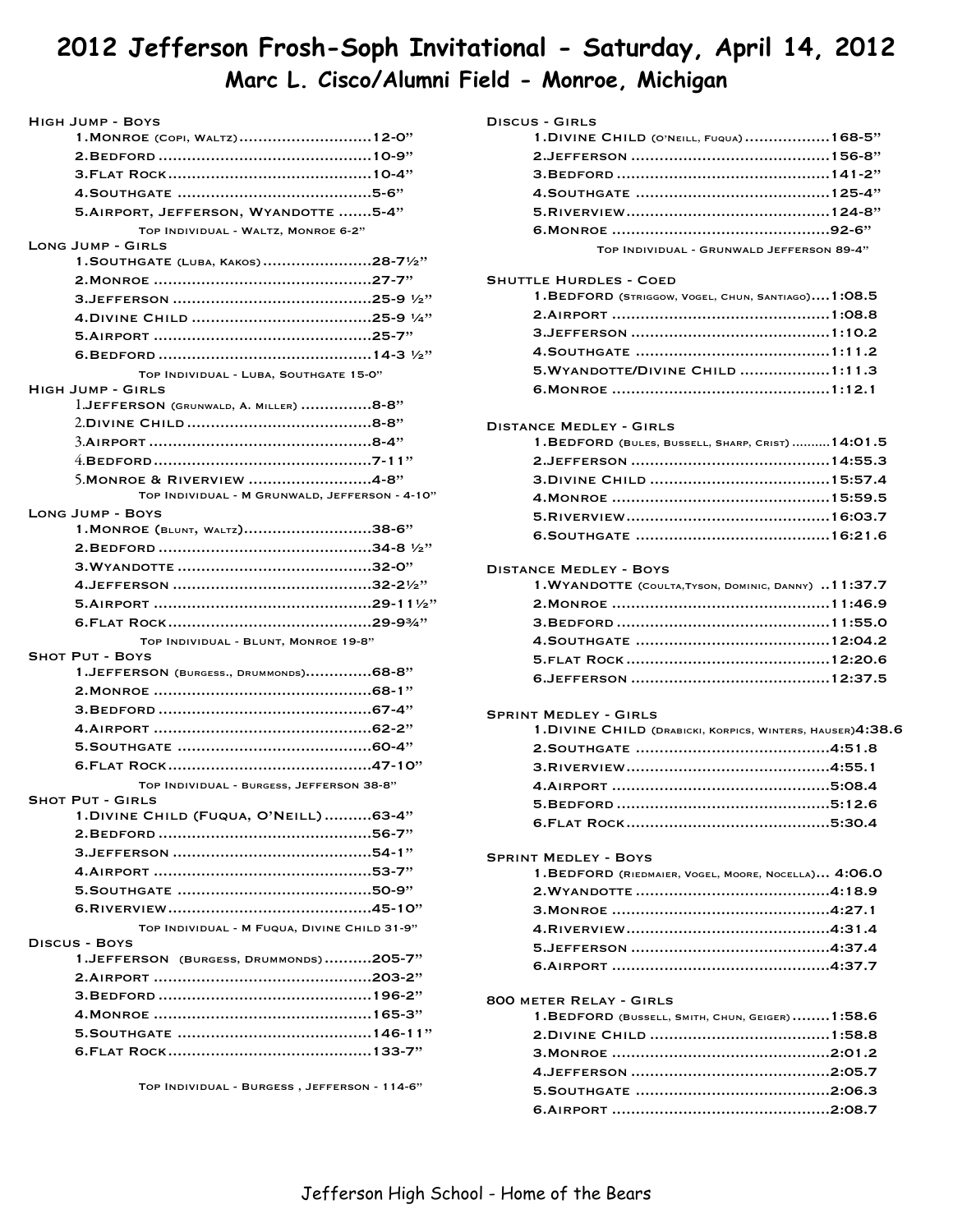# 2012 Jefferson Frosh-Soph Invitational - Saturday, April 14, 2012

## Marc L. Cisco/Alumni Field - Monroe, Michigan

### High Jump - Boys

1. Monroe (Copi, Waltz) ........................... 12-0"
2. Bedford ........................................... 10-9"
3. Flat Rock ......................................... 10-4"
4. Southgate ........................................ 5-6"
5. Airport, Jefferson, Wyandotte ....... 5-4"

Top Individual - Waltz, Monroe 6-2"

### Long Jump - Girls

1. Southgate (Luba, Kakos) ...................... 28-7½"
2. Monroe ............................................ 27-7"
3. Jefferson ......................................... 25-9 ½"
4. Divine Child ..................................... 25-9 ¼"
5. Airport ............................................ 25-7"
6. Bedford ........................................... 14-3 ½"

Top Individual - Luba, Southgate 15-0"

### High Jump - Girls

1. Jefferson (Grunwald, A. Miller) ............... 8-8"
2. Divine Child ....................................... 8-8"
3. Airport ............................................... 8-4"
4. Bedford .............................................. 7-11"
5. Monroe & Riverview .......................... 4-8"

Top Individual - M Grunwald, Jefferson - 4-10"

### Long Jump - Boys

1. Monroe (Blunt, Waltz) .......................... 38-6"
2. Bedford ............................................ 34-8 ½"
3. Wyandotte ........................................ 32-0"
4. Jefferson ......................................... 32-2½"
5. Airport ............................................ 29-11½"
6. Flat Rock ......................................... 29-9¾"

Top Individual - Blunt, Monroe 19-8"

### Shot Put - Boys

1. Jefferson (Burgess., Drummonds) ............. 68-8"
2. Monroe ............................................ 68-1"
3. Bedford ........................................... 67-4"
4. Airport ............................................ 62-2"
5. Southgate ........................................ 60-4"
6. Flat Rock ......................................... 47-10"

Top Individual - Burgess, Jefferson 38-8"

### Shot Put - Girls

1. Divine Child (Fuqua, O'Neill) .......... 63-4"
2. Bedford ........................................... 56-7"
3. Jefferson ......................................... 54-1"
4. Airport ............................................ 53-7"
5. Southgate ........................................ 50-9"
6. Riverview ......................................... 45-10"

Top Individual - M Fuqua, Divine Child 31-9"

### Discus - Boys

1. Jefferson (Burgess, Drummonds) .......... 205-7"
2. Airport ............................................ 203-2"
3. Bedford ........................................... 196-2"
4. Monroe ............................................ 165-3"
5. Southgate ........................................ 146-11"
6. Flat Rock ......................................... 133-7"

Top Individual - Burgess , Jefferson - 114-6"

### Discus - Girls

1. Divine Child (O'Neill, Fuqua) ................. 168-5"
2. Jefferson ......................................... 156-8"
3. Bedford ........................................... 141-2"
4. Southgate ........................................ 125-4"
5. Riverview ......................................... 124-8"
6. Monroe ............................................ 92-6"

Top Individual - Grunwald Jefferson 89-4"

### Shuttle Hurdles - Coed

1. Bedford (Striggow, Vogel, Chun, Santiago) .... 1:08.5
2. Airport ............................................ 1:08.8
3. Jefferson ......................................... 1:10.2
4. Southgate ........................................ 1:11.2
5. Wyandotte/Divine Child .................. 1:11.3
6. Monroe ............................................ 1:12.1

### Distance Medley - Girls

1. Bedford (Bules, Bussell, Sharp, Crist) .......... 14:01.5
2. Jefferson ......................................... 14:55.3
3. Divine Child ..................................... 15:57.4
4. Monroe ............................................ 15:59.5
5. Riverview ......................................... 16:03.7
6. Southgate ........................................ 16:21.6

### Distance Medley - Boys

1. Wyandotte (Coulta,Tyson, Dominic, Danny) .. 11:37.7
2. Monroe ............................................ 11:46.9
3. Bedford ........................................... 11:55.0
4. Southgate ........................................ 12:04.2
5. flat Rock .......................................... 12:20.6
6. Jefferson ......................................... 12:37.5

### Sprint Medley - Girls

1. Divine Child (Drabicki, Korpics, Winters, Hauser) 4:38.6
2. Southgate ........................................ 4:51.8
3. Riverview ......................................... 4:55.1
4. Airport ............................................ 5:08.4
5. Bedford ........................................... 5:12.6
6. Flat Rock ......................................... 5:30.4

### Sprint Medley - Boys

1. Bedford (Riedmaier, Vogel, Moore, Nocella) ... 4:06.0
2. Wyandotte ........................................ 4:18.9
3. Monroe ............................................ 4:27.1
4. Riverview ......................................... 4:31.4
5. Jefferson ......................................... 4:37.4
6. Airport ............................................ 4:37.7

### 800 meter Relay - Girls

1. Bedford (Bussell, Smith, Chun, Geiger) ........ 1:58.6
2. Divine Child ..................................... 1:58.8
3. Monroe ............................................ 2:01.2
4. Jefferson ......................................... 2:05.7
5. Southgate ........................................ 2:06.3
6. Airport ............................................ 2:08.7

Jefferson High School - Home of the Bears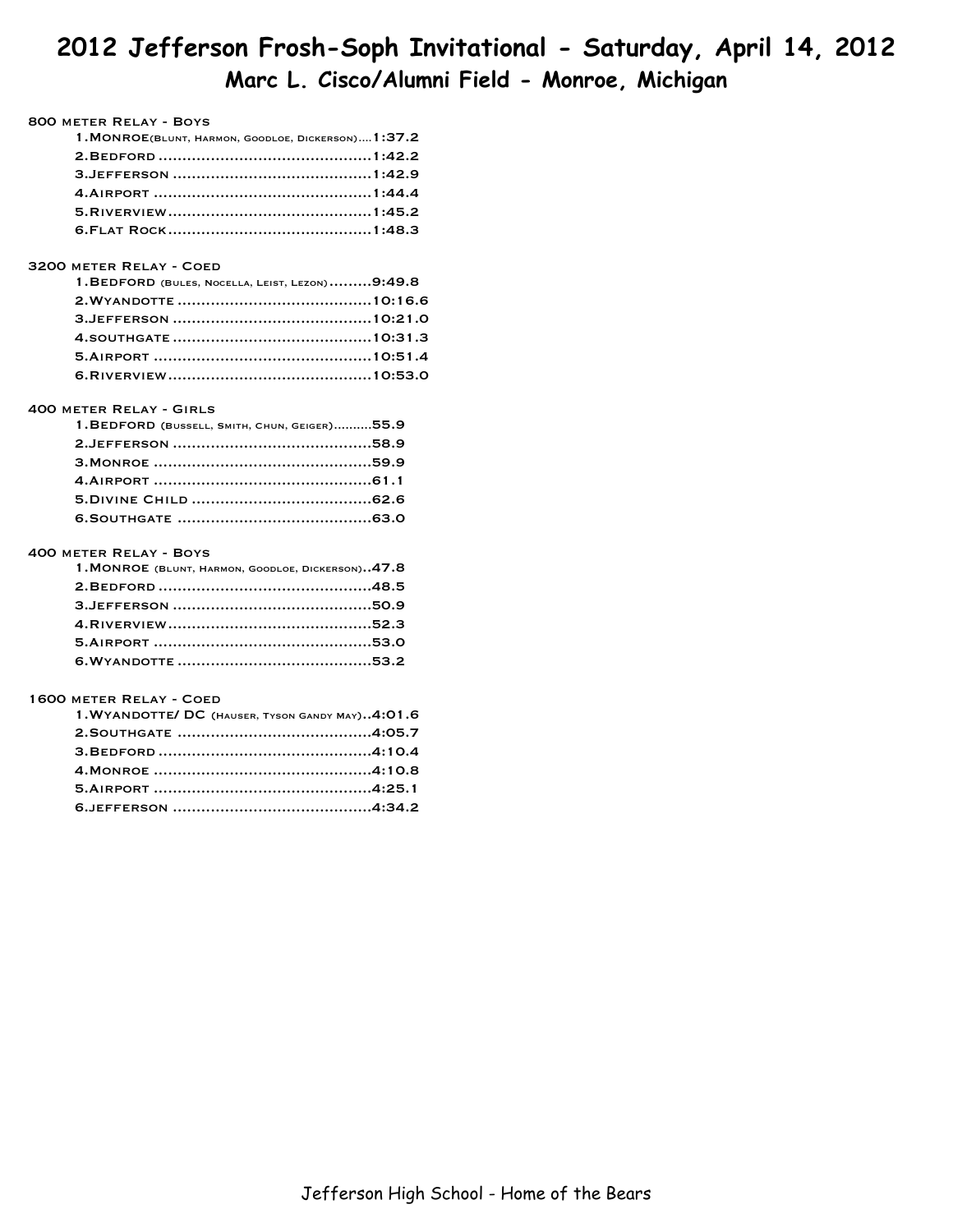# 2012 Jefferson Frosh-Soph Invitational - Saturday, April 14, 2012

## Marc L. Cisco/Alumni Field - Monroe, Michigan

### 800 meter Relay - Boys

1. Monroe(Blunt, Harmon, Goodloe, Dickerson)....1:37.2
2. Bedford ............................................1:42.2
3. Jefferson ..........................................1:42.9
4. Airport ..............................................1:44.4
5. Riverview...........................................1:45.2
6. Flat Rock...........................................1:48.3

### 3200 meter Relay - Coed

1. Bedford (Bules, Nocella, Leist, Lezon).........9:49.8
2. Wyandotte .........................................10:16.6
3. Jefferson ..........................................10:21.0
4. southgate ..........................................10:31.3
5. Airport ..............................................10:51.4
6. Riverview...........................................10:53.0

### 400 meter Relay - Girls

1. Bedford (Bussell, Smith, Chun, Geiger)..........55.9
2. Jefferson ..........................................58.9
3. Monroe ..............................................59.9
4. Airport ..............................................61.1
5. Divine Child ......................................62.6
6. Southgate .........................................63.0

### 400 meter Relay - Boys

1. Monroe (Blunt, Harmon, Goodloe, Dickerson)..47.8
2. Bedford ............................................48.5
3. Jefferson ..........................................50.9
4. Riverview...........................................52.3
5. Airport ..............................................53.0
6. Wyandotte .........................................53.2

### 1600 meter Relay - Coed

1. Wyandotte/ DC (Hauser, Tyson Gandy May)..4:01.6
2. Southgate .........................................4:05.7
3. Bedford ............................................4:10.4
4. Monroe ..............................................4:10.8
5. Airport ..............................................4:25.1
6. jefferson ..........................................4:34.2

Jefferson High School - Home of the Bears